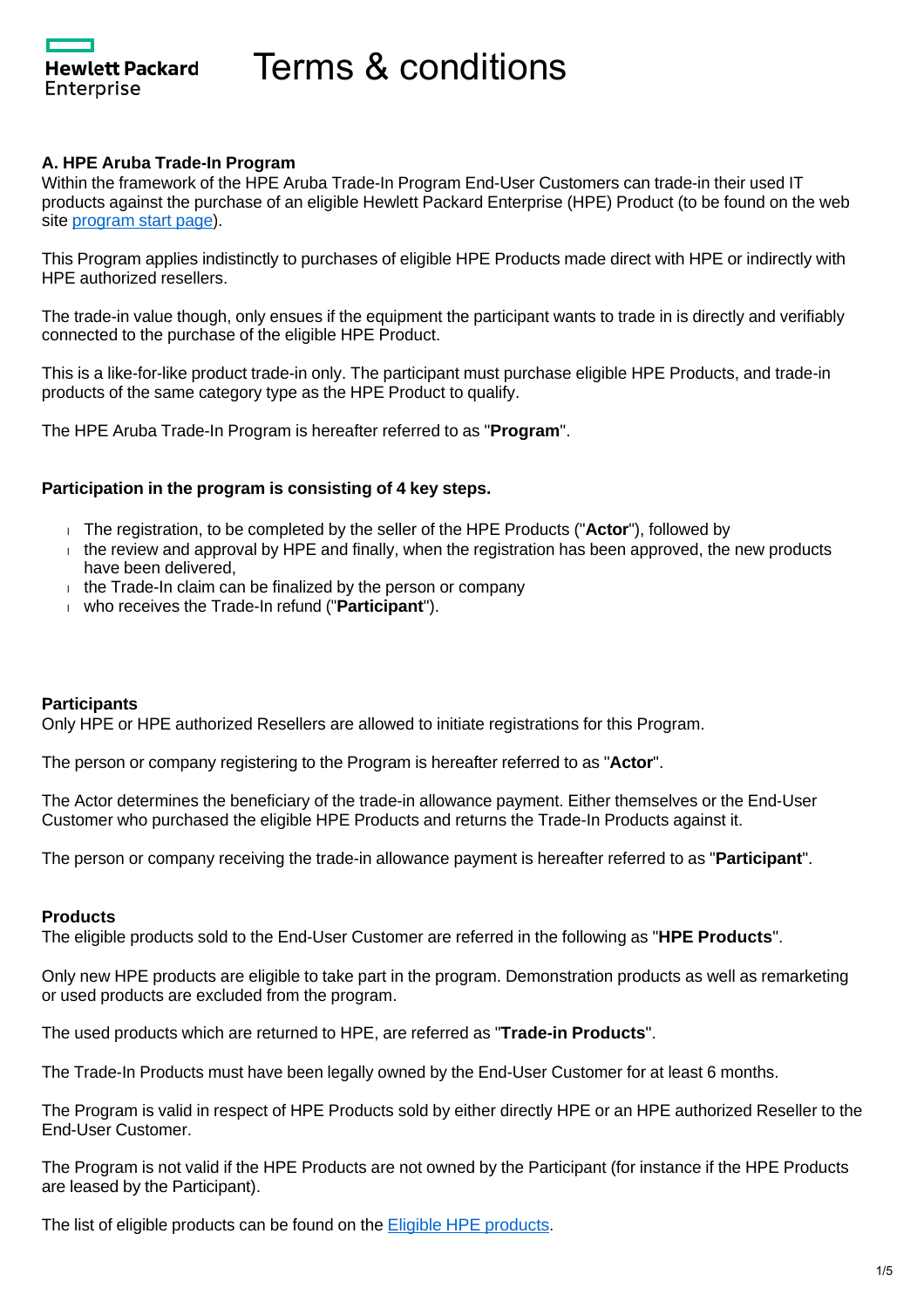# Terms & conditions

### A. HPE Aruba Trade-In Program

Within the framework of the HPE Aruba Trade-In Program End-User Customers can trade-in their used IT products against the purchase of an eligible Hewlett Packard Enterprise (HPE) Product (to be found on the web site program start page).

This Program applies indistinctly to purchases of eligible HPE Products made direct with HPE or indirectly with HPE authorized resellers.

The trade-in value though, only ensues if the equipment the participant wants to trade in is directly and verifiably connected to the purchase of the eligible HPE Product.

This is a like-for-like product trade-in only. The participant must purchase eligible HPE Products, and trade-in products of the same category type as the HPE Product to qualify.

The HPE Aruba Trade-In Program is hereafter referred to as "**Program**".

**Participation in the program is consisting of 4 key steps.**

- The registration, to be completed by the seller of the HPE Products ("**Actor**"), followed by
- the review and approval by HPE and finally, when the registration has been approved, the new products have been delivered,
- the Trade-In claim can be finalized by the person or company
- who receives the Trade-In refund ("**Participant**").

**Participants**

Only HPE or HPE authorized Resellers are allowed to initiate registrations for this Program.

The person or company registering to the Program is hereafter referred to as "**Actor**".

The Actor determines the beneficiary of the trade-in allowance payment. Either themselves or the End-User Customer who purchased the eligible HPE Products and returns the Trade-In Products against it.

The person or company receiving the trade-in allowance payment is hereafter referred to as "**Participant**".

**Products**

The eligible products sold to the End-User Customer are referred in the following as "**HPE Products**".

Only new HPE products are eligible to take part in the program. Demonstration products as well as remarketing or used products are excluded from the program.

The used products which are returned to HPE, are referred as "**Trade-in Products**".

The Trade-In Products must have been legally owned by the End-User Customer for at least 6 months.

The Program is valid in respect of HPE Products sold by either directly HPE or an HPE authorized Reseller to the End-User Customer.

The Program is not valid if the HPE Products are not owned by the Participant (for instance if the HPE Products are leased by the Participant).

The list of eligible products can be found on the Eligible HPE products.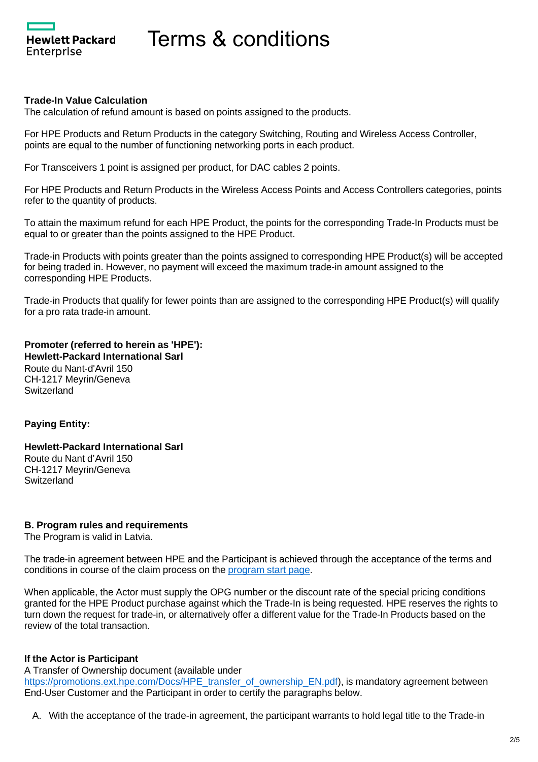**Trade-In Value Calculation**
The calculation of refund amount is based on points assigned to the products.

For HPE Products and Return Products in the category Switching, Routing and Wireless Access Controller, points are equal to the number of functioning networking ports in each product.

For Transceivers 1 point is assigned per product, for DAC cables 2 points.

For HPE Products and Return Products in the Wireless Access Points and Access Controllers categories, points refer to the quantity of products.

To attain the maximum refund for each HPE Product, the points for the corresponding Trade-In Products must be equal to or greater than the points assigned to the HPE Product.

Trade-in Products with points greater than the points assigned to corresponding HPE Product(s) will be accepted for being traded in. However, no payment will exceed the maximum trade-in amount assigned to the corresponding HPE Products.

Trade-in Products that qualify for fewer points than are assigned to the corresponding HPE Product(s) will qualify for a pro rata trade-in amount.

**Promoter (referred to herein as 'HPE'):**
**Hewlett-Packard International Sarl**
Route du Nant-d'Avril 150
CH-1217 Meyrin/Geneva
Switzerland

**Paying Entity:**

**Hewlett-Packard International Sarl**
Route du Nant d'Avril 150
CH-1217 Meyrin/Geneva
Switzerland

**B. Program rules and requirements**
The Program is valid in Latvia.

The trade-in agreement between HPE and the Participant is achieved through the acceptance of the terms and conditions in course of the claim process on the [program start page].

When applicable, the Actor must supply the OPG number or the discount rate of the special pricing conditions granted for the HPE Product purchase against which the Trade-In is being requested. HPE reserves the rights to turn down the request for trade-in, or alternatively offer a different value for the Trade-In Products based on the review of the total transaction.

**If the Actor is Participant**
A Transfer of Ownership document (available under https://promotions.ext.hpe.com/Docs/HPE_transfer_of_ownership_EN.pdf), is mandatory agreement between End-User Customer and the Participant in order to certify the paragraphs below.

A. With the acceptance of the trade-in agreement, the participant warrants to hold legal title to the Trade-in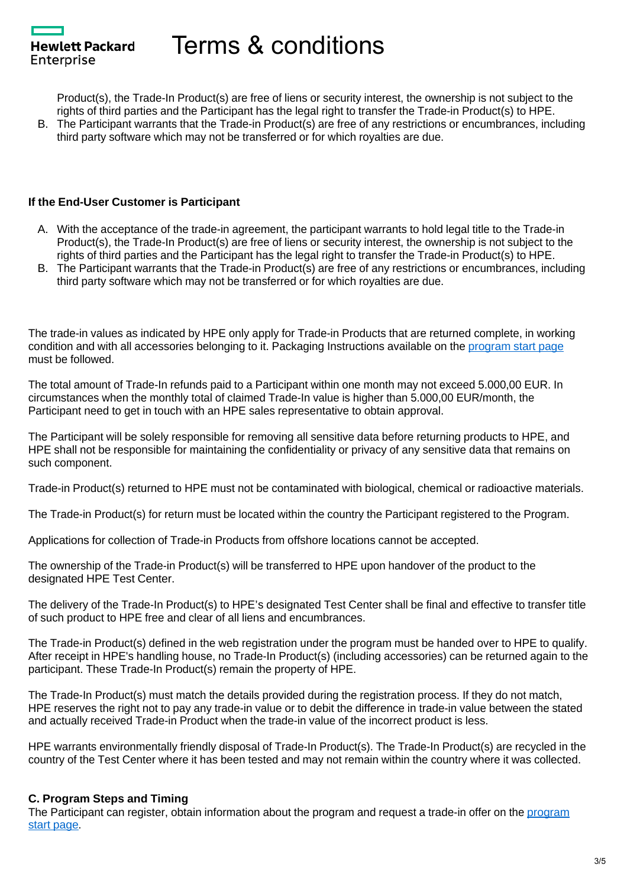Product(s), the Trade-In Product(s) are free of liens or security interest, the ownership is not subject to the rights of third parties and the Participant has the legal right to transfer the Trade-in Product(s) to HPE.

B. The Participant warrants that the Trade-in Product(s) are free of any restrictions or encumbrances, including third party software which may not be transferred or for which royalties are due.

**If the End-User Customer is Participant**

A. With the acceptance of the trade-in agreement, the participant warrants to hold legal title to the Trade-in Product(s), the Trade-In Product(s) are free of liens or security interest, the ownership is not subject to the rights of third parties and the Participant has the legal right to transfer the Trade-in Product(s) to HPE.
B. The Participant warrants that the Trade-in Product(s) are free of any restrictions or encumbrances, including third party software which may not be transferred or for which royalties are due.

The trade-in values as indicated by HPE only apply for Trade-in Products that are returned complete, in working condition and with all accessories belonging to it. Packaging Instructions available on the [program start page]() must be followed.

The total amount of Trade-In refunds paid to a Participant within one month may not exceed 5.000,00 EUR. In circumstances when the monthly total of claimed Trade-In value is higher than 5.000,00 EUR/month, the Participant need to get in touch with an HPE sales representative to obtain approval.

The Participant will be solely responsible for removing all sensitive data before returning products to HPE, and HPE shall not be responsible for maintaining the confidentiality or privacy of any sensitive data that remains on such component.

Trade-in Product(s) returned to HPE must not be contaminated with biological, chemical or radioactive materials.

The Trade-in Product(s) for return must be located within the country the Participant registered to the Program.

Applications for collection of Trade-in Products from offshore locations cannot be accepted.

The ownership of the Trade-in Product(s) will be transferred to HPE upon handover of the product to the designated HPE Test Center.

The delivery of the Trade-In Product(s) to HPE's designated Test Center shall be final and effective to transfer title of such product to HPE free and clear of all liens and encumbrances.

The Trade-in Product(s) defined in the web registration under the program must be handed over to HPE to qualify. After receipt in HPE's handling house, no Trade-In Product(s) (including accessories) can be returned again to the participant. These Trade-In Product(s) remain the property of HPE.

The Trade-In Product(s) must match the details provided during the registration process. If they do not match, HPE reserves the right not to pay any trade-in value or to debit the difference in trade-in value between the stated and actually received Trade-in Product when the trade-in value of the incorrect product is less.

HPE warrants environmentally friendly disposal of Trade-In Product(s). The Trade-In Product(s) are recycled in the country of the Test Center where it has been tested and may not remain within the country where it was collected.

**C. Program Steps and Timing**

The Participant can register, obtain information about the program and request a trade-in offer on the [program start page]().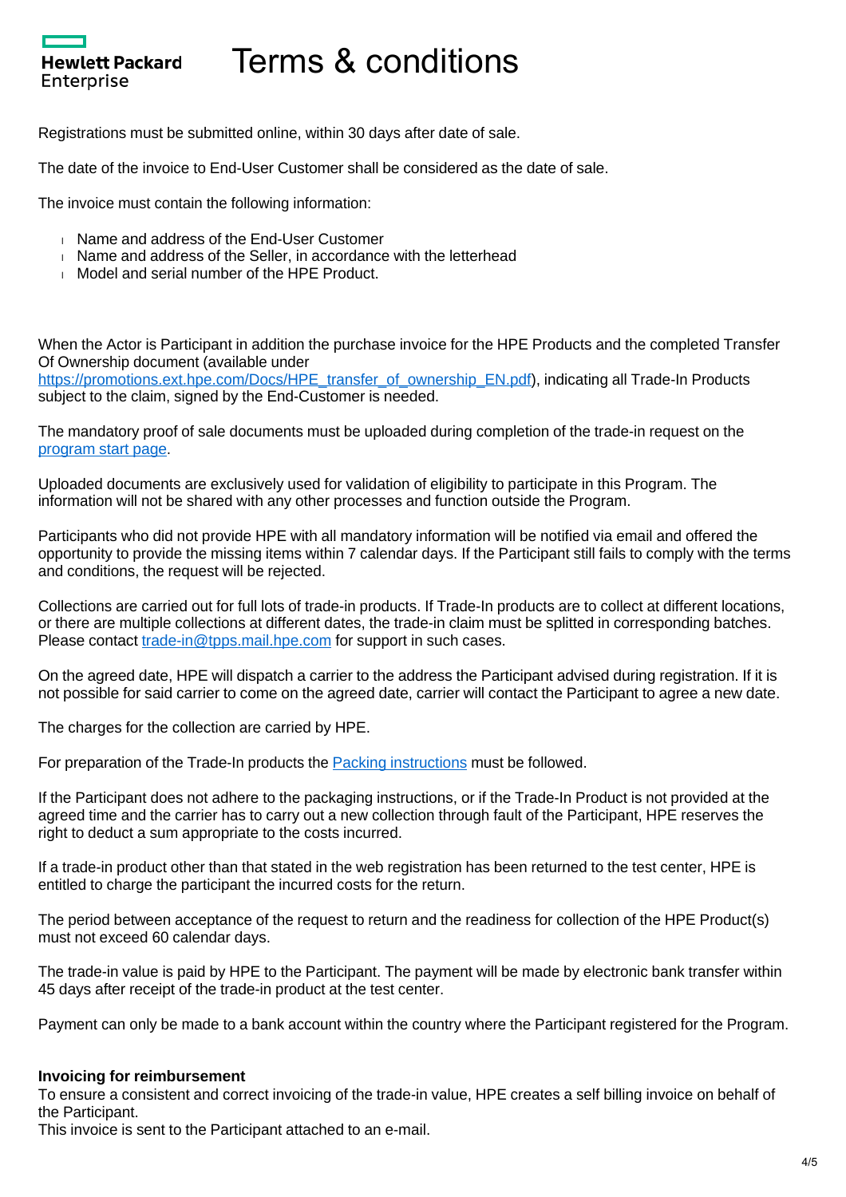Registrations must be submitted online, within 30 days after date of sale.

The date of the invoice to End-User Customer shall be considered as the date of sale.

The invoice must contain the following information:

- Name and address of the End-User Customer
- Name and address of the Seller, in accordance with the letterhead
- Model and serial number of the HPE Product.

When the Actor is Participant in addition the purchase invoice for the HPE Products and the completed Transfer Of Ownership document (available under [https://promotions.ext.hpe.com/Docs/HPE_transfer_of_ownership_EN.pdf](https://promotions.ext.hpe.com/Docs/HPE_transfer_of_ownership_EN.pdf)), indicating all Trade-In Products subject to the claim, signed by the End-Customer is needed.

The mandatory proof of sale documents must be uploaded during completion of the trade-in request on the program start page.

Uploaded documents are exclusively used for validation of eligibility to participate in this Program. The information will not be shared with any other processes and function outside the Program.

Participants who did not provide HPE with all mandatory information will be notified via email and offered the opportunity to provide the missing items within 7 calendar days. If the Participant still fails to comply with the terms and conditions, the request will be rejected.

Collections are carried out for full lots of trade-in products. If Trade-In products are to collect at different locations, or there are multiple collections at different dates, the trade-in claim must be splitted in corresponding batches. Please contact [trade-in@tpps.mail.hpe.com](mailto:trade-in@tpps.mail.hpe.com) for support in such cases.

On the agreed date, HPE will dispatch a carrier to the address the Participant advised during registration. If it is not possible for said carrier to come on the agreed date, carrier will contact the Participant to agree a new date.

The charges for the collection are carried by HPE.

For preparation of the Trade-In products the Packing instructions must be followed.

If the Participant does not adhere to the packaging instructions, or if the Trade-In Product is not provided at the agreed time and the carrier has to carry out a new collection through fault of the Participant, HPE reserves the right to deduct a sum appropriate to the costs incurred.

If a trade-in product other than that stated in the web registration has been returned to the test center, HPE is entitled to charge the participant the incurred costs for the return.

The period between acceptance of the request to return and the readiness for collection of the HPE Product(s) must not exceed 60 calendar days.

The trade-in value is paid by HPE to the Participant. The payment will be made by electronic bank transfer within 45 days after receipt of the trade-in product at the test center.

Payment can only be made to a bank account within the country where the Participant registered for the Program.

**Invoicing for reimbursement**

To ensure a consistent and correct invoicing of the trade-in value, HPE creates a self billing invoice on behalf of the Participant.
This invoice is sent to the Participant attached to an e-mail.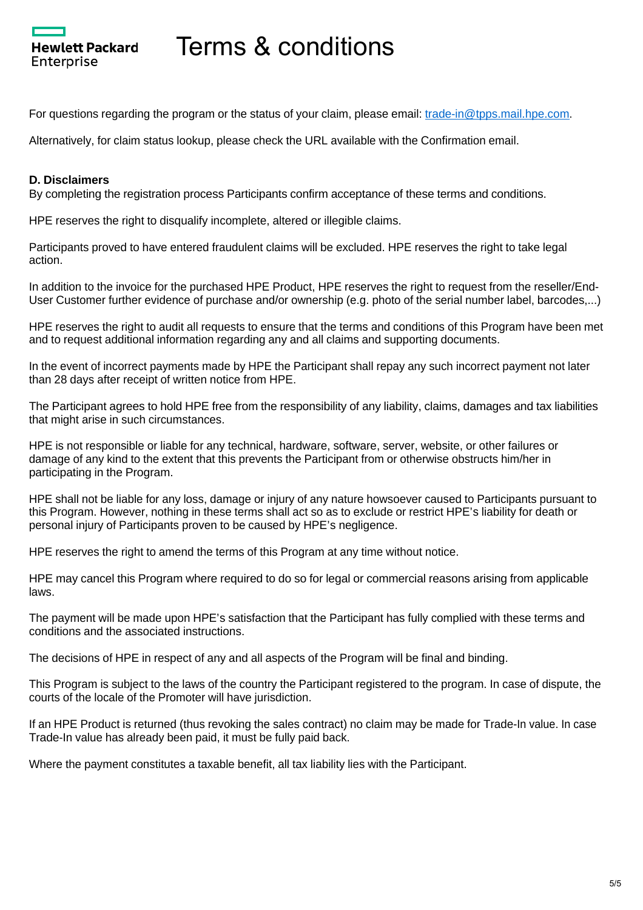For questions regarding the program or the status of your claim, please email: trade-in@tpps.mail.hpe.com.

Alternatively, for claim status lookup, please check the URL available with the Confirmation email.

**D. Disclaimers**

By completing the registration process Participants confirm acceptance of these terms and conditions.

HPE reserves the right to disqualify incomplete, altered or illegible claims.

Participants proved to have entered fraudulent claims will be excluded. HPE reserves the right to take legal action.

In addition to the invoice for the purchased HPE Product, HPE reserves the right to request from the reseller/End-User Customer further evidence of purchase and/or ownership (e.g. photo of the serial number label, barcodes,...)

HPE reserves the right to audit all requests to ensure that the terms and conditions of this Program have been met and to request additional information regarding any and all claims and supporting documents.

In the event of incorrect payments made by HPE the Participant shall repay any such incorrect payment not later than 28 days after receipt of written notice from HPE.

The Participant agrees to hold HPE free from the responsibility of any liability, claims, damages and tax liabilities that might arise in such circumstances.

HPE is not responsible or liable for any technical, hardware, software, server, website, or other failures or damage of any kind to the extent that this prevents the Participant from or otherwise obstructs him/her in participating in the Program.

HPE shall not be liable for any loss, damage or injury of any nature howsoever caused to Participants pursuant to this Program. However, nothing in these terms shall act so as to exclude or restrict HPE's liability for death or personal injury of Participants proven to be caused by HPE's negligence.

HPE reserves the right to amend the terms of this Program at any time without notice.

HPE may cancel this Program where required to do so for legal or commercial reasons arising from applicable laws.

The payment will be made upon HPE's satisfaction that the Participant has fully complied with these terms and conditions and the associated instructions.

The decisions of HPE in respect of any and all aspects of the Program will be final and binding.

This Program is subject to the laws of the country the Participant registered to the program. In case of dispute, the courts of the locale of the Promoter will have jurisdiction.

If an HPE Product is returned (thus revoking the sales contract) no claim may be made for Trade-In value. In case Trade-In value has already been paid, it must be fully paid back.

Where the payment constitutes a taxable benefit, all tax liability lies with the Participant.